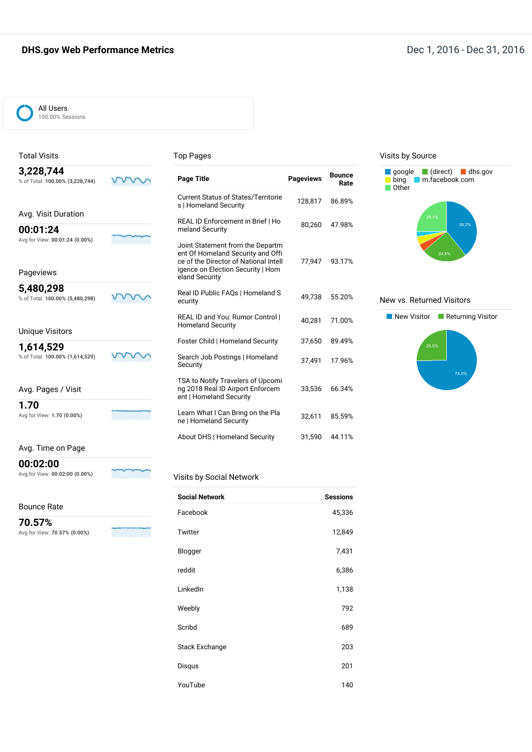# DHS.gov Web Performance Metrics

Dec 1, 2016 - Dec 31, 2016

All Users
100.00% Sessions

## Total Visits

**3,228,744**
% of Total: **100.00% (3,228,744)**

## Avg. Visit Duration

**00:01:24**
Avg for View: **00:01:24 (0.00%)**

## Pageviews

**5,480,298**
% of Total: **100.00% (5,480,298)**

## Unique Visitors

**1,614,529**
% of Total: **100.00% (1,614,529)**

## Avg. Pages / Visit

**1.70**
Avg for View: **1.70 (0.00%)**

## Avg. Time on Page

**00:02:00**
Avg for View: **00:02:00 (0.00%)**

## Bounce Rate

**70.57%**
Avg for View: **70.57% (0.00%)**

## Top Pages

| Page Title | Pageviews | Bounce Rate |
|---|---|---|
| Current Status of States/Territories \| Homeland Security | 128,817 | 86.89% |
| REAL ID Enforcement in Brief \| Homeland Security | 80,260 | 47.98% |
| Joint Statement from the Department Of Homeland Security and Office of the Director of National Intelligence on Election Security \| Homeland Security | 77,947 | 93.17% |
| Real ID Public FAQs \| Homeland Security | 49,738 | 55.20% |
| REAL ID and You: Rumor Control \| Homeland Security | 40,281 | 71.00% |
| Foster Child \| Homeland Security | 37,650 | 89.49% |
| Search Job Postings \| Homeland Security | 37,491 | 17.96% |
| TSA to Notify Travelers of Upcoming 2018 Real ID Airport Enforcement \| Homeland Security | 33,536 | 66.34% |
| Learn What I Can Bring on the Plane \| Homeland Security | 32,611 | 85.59% |
| About DHS \| Homeland Security | 31,590 | 44.11% |

## Visits by Social Network

| Social Network | Sessions |
|---|---|
| Facebook | 45,336 |
| Twitter | 12,849 |
| Blogger | 7,431 |
| reddit | 6,386 |
| LinkedIn | 1,138 |
| Weebly | 792 |
| Scribd | 689 |
| Stack Exchange | 203 |
| Disqus | 201 |
| YouTube | 140 |

## Visits by Source

google, (direct), dhs.gov, bing, m.facebook.com, Other

39.2%, 24.5%, 25.1%

## New vs. Returned Visitors

New Visitor, Returning Visitor

74.5%, 25.5%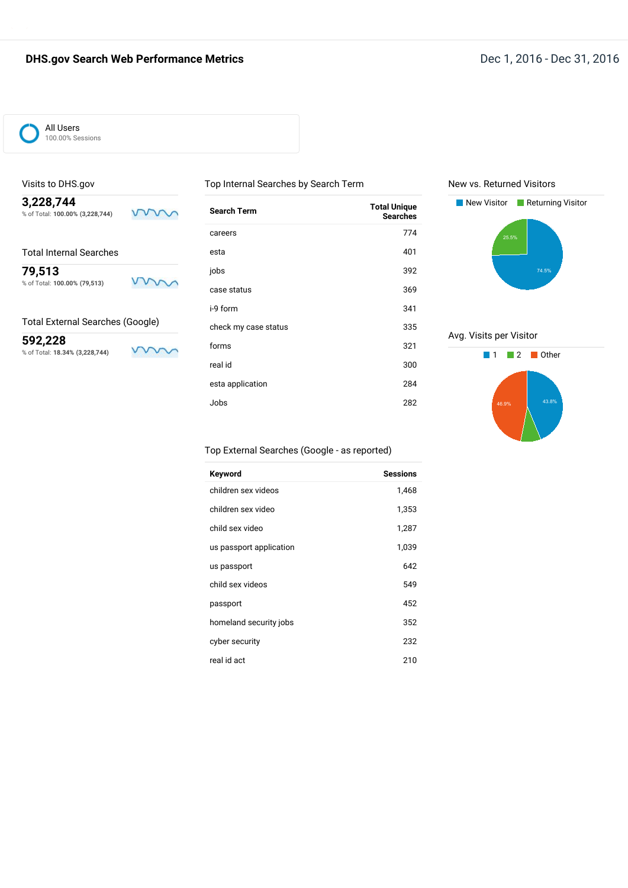# DHS.gov Search Web Performance Metrics

Dec 1, 2016 - Dec 31, 2016

All Users
100.00% Sessions

## Visits to DHS.gov

**3,228,744**
% of Total: **100.00% (3,228,744)**

## Total Internal Searches

**79,513**
% of Total: **100.00% (79,513)**

## Total External Searches (Google)

**592,228**
% of Total: **18.34% (3,228,744)**

## Top Internal Searches by Search Term

| Search Term | Total Unique Searches |
|---|---|
| careers | 774 |
| esta | 401 |
| jobs | 392 |
| case status | 369 |
| i-9 form | 341 |
| check my case status | 335 |
| forms | 321 |
| real id | 300 |
| esta application | 284 |
| Jobs | 282 |

## Top External Searches (Google - as reported)

| Keyword | Sessions |
|---|---|
| children sex videos | 1,468 |
| children sex video | 1,353 |
| child sex video | 1,287 |
| us passport application | 1,039 |
| us passport | 642 |
| child sex videos | 549 |
| passport | 452 |
| homeland security jobs | 352 |
| cyber security | 232 |
| real id act | 210 |

## New vs. Returned Visitors

New Visitor | Returning Visitor

- New Visitor: 74.5%
- Returning Visitor: 25.5%

## Avg. Visits per Visitor

1 | 2 | Other

- 1: 43.8%
- Other: 46.9%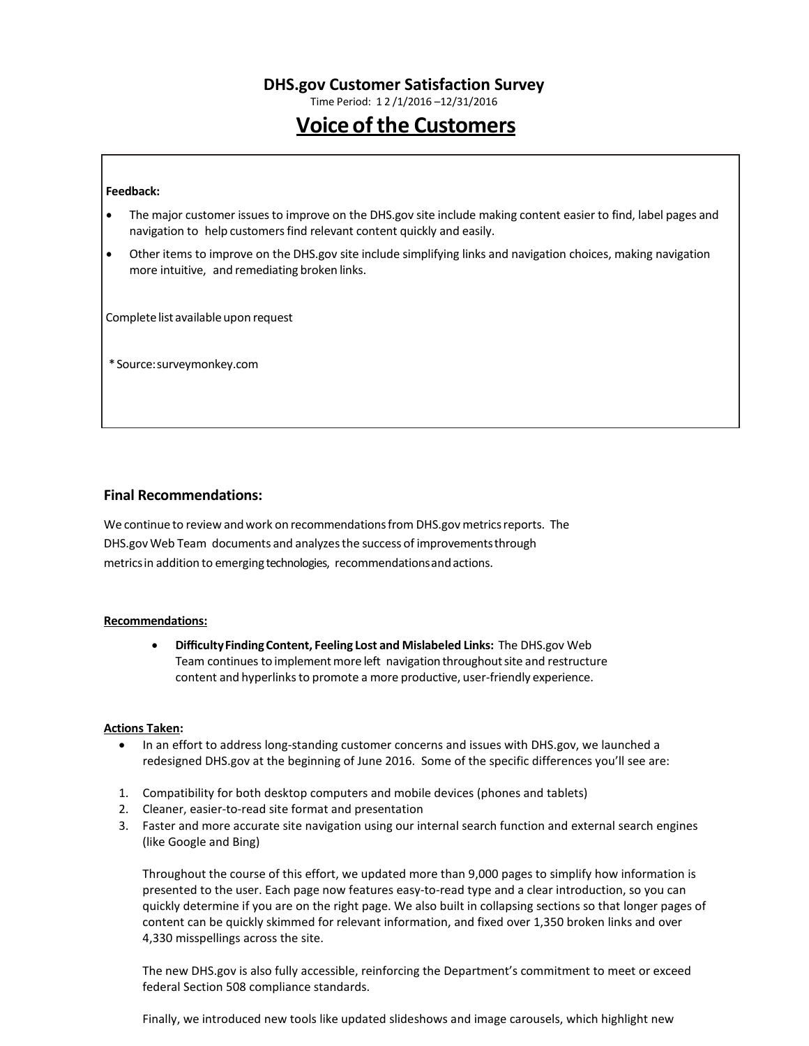**DHS.gov Customer Satisfaction Survey**

Time Period: 1 2 /1/2016 –12/31/2016

# Voice of the Customers

**Feedback:**

- The major customer issues to improve on the DHS.gov site include making content easier to find, label pages and navigation to help customers find relevant content quickly and easily.
- Other items to improve on the DHS.gov site include simplifying links and navigation choices, making navigation more intuitive, and remediating broken links.

Complete list available upon request

*Source: surveymonkey.com

### Final Recommendations:

We continue to review and work on recommendations from DHS.gov metrics reports. The DHS.gov Web Team documents and analyzes the success of improvements through metrics in addition to emerging technologies, recommendations and actions.

**Recommendations:**

- **Difficulty Finding Content, Feeling Lost and Mislabeled Links:** The DHS.gov Web Team continues to implement more left navigation throughout site and restructure content and hyperlinks to promote a more productive, user-friendly experience.

**Actions Taken:**

- In an effort to address long-standing customer concerns and issues with DHS.gov, we launched a redesigned DHS.gov at the beginning of June 2016. Some of the specific differences you'll see are:

1. Compatibility for both desktop computers and mobile devices (phones and tablets)
2. Cleaner, easier-to-read site format and presentation
3. Faster and more accurate site navigation using our internal search function and external search engines (like Google and Bing)

Throughout the course of this effort, we updated more than 9,000 pages to simplify how information is presented to the user. Each page now features easy-to-read type and a clear introduction, so you can quickly determine if you are on the right page. We also built in collapsing sections so that longer pages of content can be quickly skimmed for relevant information, and fixed over 1,350 broken links and over 4,330 misspellings across the site.

The new DHS.gov is also fully accessible, reinforcing the Department's commitment to meet or exceed federal Section 508 compliance standards.

Finally, we introduced new tools like updated slideshows and image carousels, which highlight new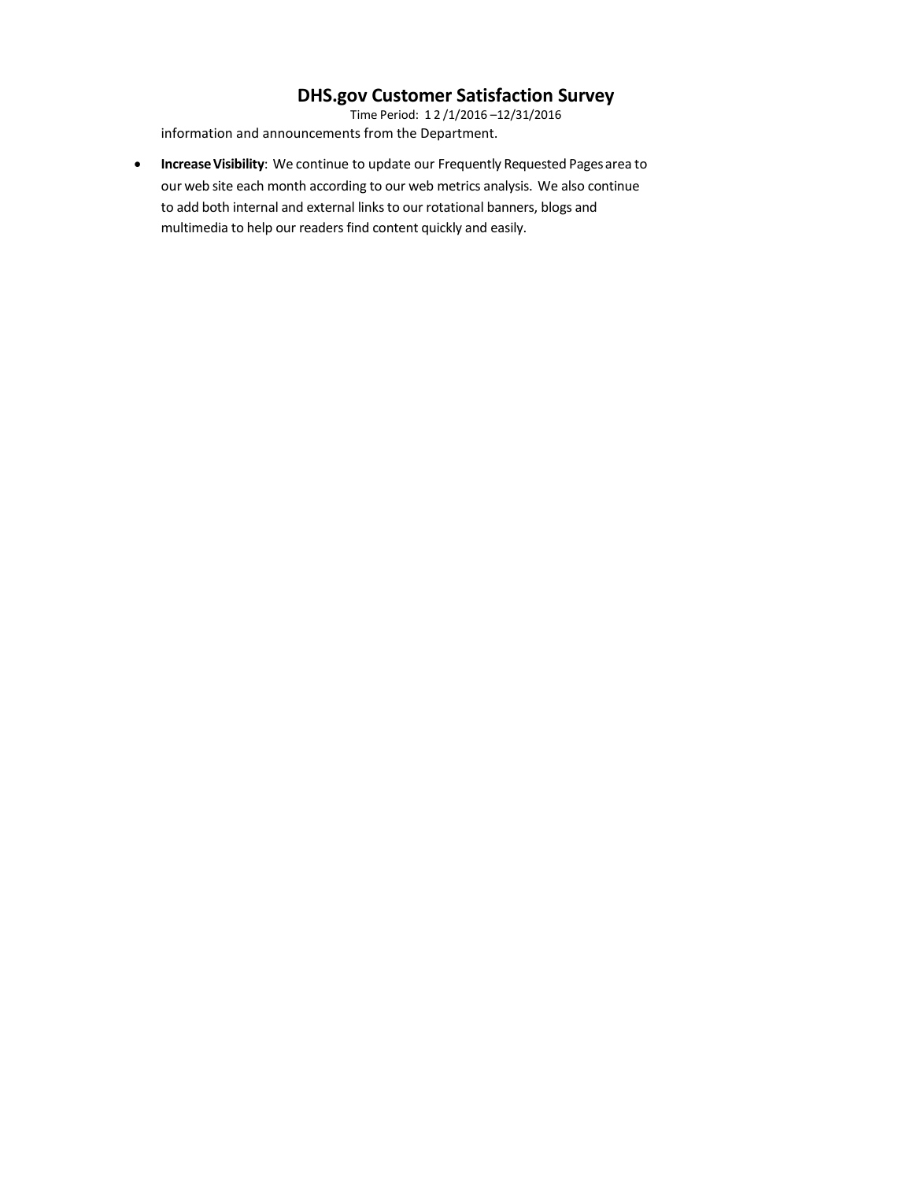information and announcements from the Department.

- **Increase Visibility**: We continue to update our Frequently Requested Pages area to our web site each month according to our web metrics analysis. We also continue to add both internal and external links to our rotational banners, blogs and multimedia to help our readers find content quickly and easily.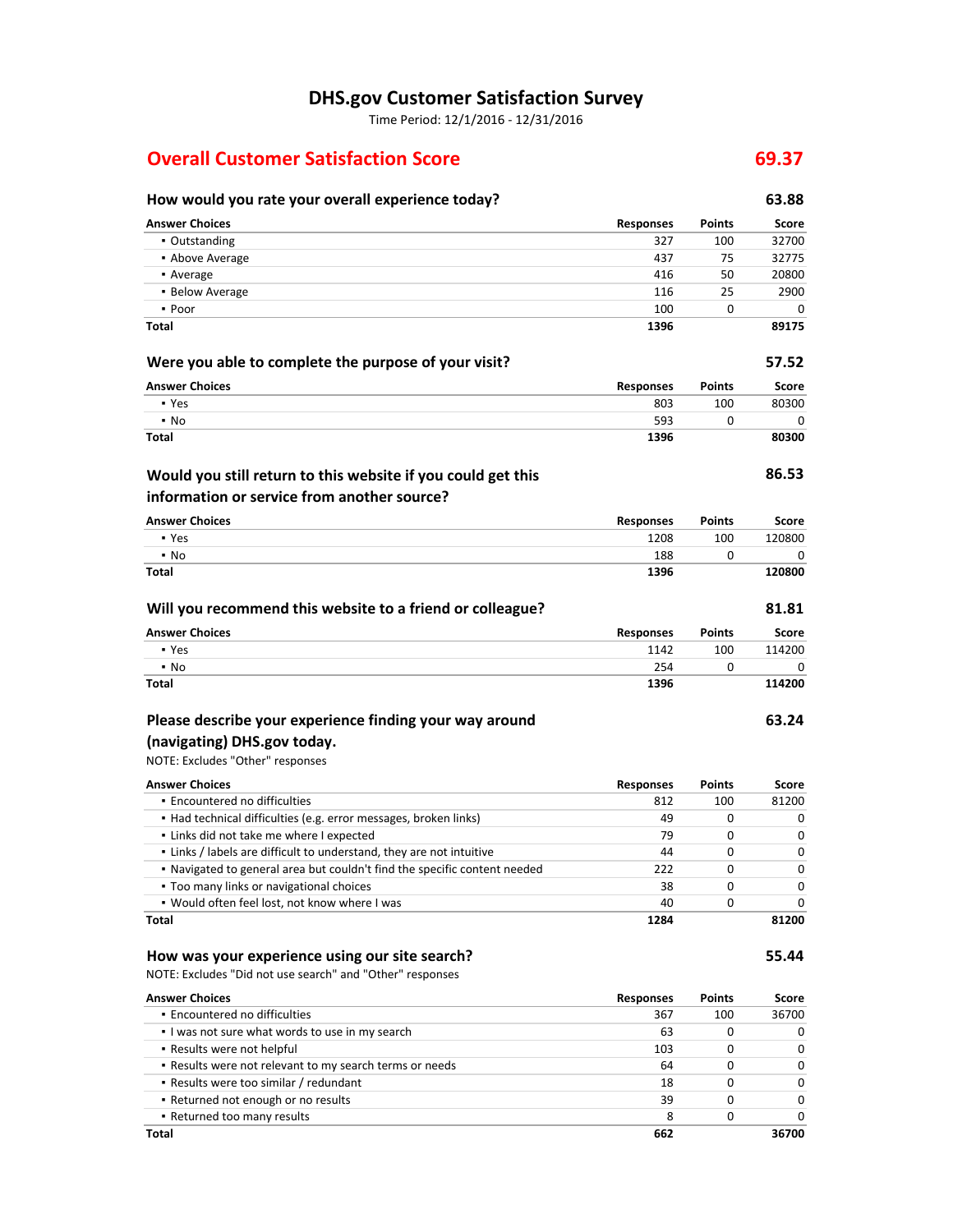# DHS.gov Customer Satisfaction Survey

Time Period: 12/1/2016 - 12/31/2016

## Overall Customer Satisfaction Score — 69.37

### How would you rate your overall experience today? — 63.88

| Answer Choices | Responses | Points | Score |
|---|---|---|---|
| ▪ Outstanding | 327 | 100 | 32700 |
| ▪ Above Average | 437 | 75 | 32775 |
| ▪ Average | 416 | 50 | 20800 |
| ▪ Below Average | 116 | 25 | 2900 |
| ▪ Poor | 100 | 0 | 0 |
| **Total** | **1396** | | **89175** |

### Were you able to complete the purpose of your visit? — 57.52

| Answer Choices | Responses | Points | Score |
|---|---|---|---|
| ▪ Yes | 803 | 100 | 80300 |
| ▪ No | 593 | 0 | 0 |
| **Total** | **1396** | | **80300** |

### Would you still return to this website if you could get this information or service from another source? — 86.53

| Answer Choices | Responses | Points | Score |
|---|---|---|---|
| ▪ Yes | 1208 | 100 | 120800 |
| ▪ No | 188 | 0 | 0 |
| **Total** | **1396** | | **120800** |

### Will you recommend this website to a friend or colleague? — 81.81

| Answer Choices | Responses | Points | Score |
|---|---|---|---|
| ▪ Yes | 1142 | 100 | 114200 |
| ▪ No | 254 | 0 | 0 |
| **Total** | **1396** | | **114200** |

### Please describe your experience finding your way around (navigating) DHS.gov today. — 63.24

NOTE: Excludes "Other" responses

| Answer Choices | Responses | Points | Score |
|---|---|---|---|
| ▪ Encountered no difficulties | 812 | 100 | 81200 |
| ▪ Had technical difficulties (e.g. error messages, broken links) | 49 | 0 | 0 |
| ▪ Links did not take me where I expected | 79 | 0 | 0 |
| ▪ Links / labels are difficult to understand, they are not intuitive | 44 | 0 | 0 |
| ▪ Navigated to general area but couldn't find the specific content needed | 222 | 0 | 0 |
| ▪ Too many links or navigational choices | 38 | 0 | 0 |
| ▪ Would often feel lost, not know where I was | 40 | 0 | 0 |
| **Total** | **1284** | | **81200** |

### How was your experience using our site search? — 55.44

NOTE: Excludes "Did not use search" and "Other" responses

| Answer Choices | Responses | Points | Score |
|---|---|---|---|
| ▪ Encountered no difficulties | 367 | 100 | 36700 |
| ▪ I was not sure what words to use in my search | 63 | 0 | 0 |
| ▪ Results were not helpful | 103 | 0 | 0 |
| ▪ Results were not relevant to my search terms or needs | 64 | 0 | 0 |
| ▪ Results were too similar / redundant | 18 | 0 | 0 |
| ▪ Returned not enough or no results | 39 | 0 | 0 |
| ▪ Returned too many results | 8 | 0 | 0 |
| **Total** | **662** | | **36700** |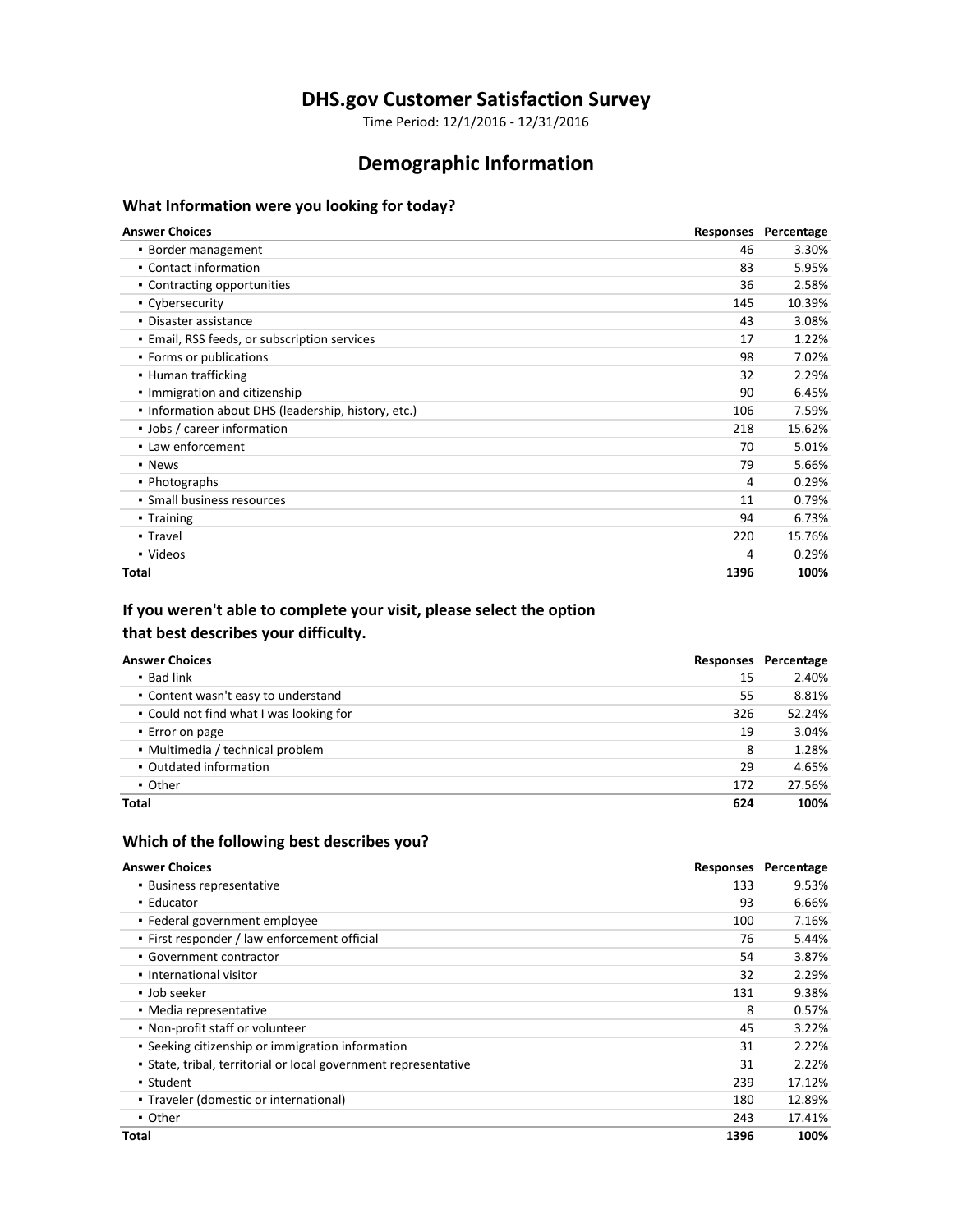# DHS.gov Customer Satisfaction Survey

Time Period: 12/1/2016 - 12/31/2016

## Demographic Information

### What Information were you looking for today?

| Answer Choices | Responses | Percentage |
|---|---|---|
| ▪ Border management | 46 | 3.30% |
| ▪ Contact information | 83 | 5.95% |
| ▪ Contracting opportunities | 36 | 2.58% |
| ▪ Cybersecurity | 145 | 10.39% |
| ▪ Disaster assistance | 43 | 3.08% |
| ▪ Email, RSS feeds, or subscription services | 17 | 1.22% |
| ▪ Forms or publications | 98 | 7.02% |
| ▪ Human trafficking | 32 | 2.29% |
| ▪ Immigration and citizenship | 90 | 6.45% |
| ▪ Information about DHS (leadership, history, etc.) | 106 | 7.59% |
| ▪ Jobs / career information | 218 | 15.62% |
| ▪ Law enforcement | 70 | 5.01% |
| ▪ News | 79 | 5.66% |
| ▪ Photographs | 4 | 0.29% |
| ▪ Small business resources | 11 | 0.79% |
| ▪ Training | 94 | 6.73% |
| ▪ Travel | 220 | 15.76% |
| ▪ Videos | 4 | 0.29% |
| **Total** | **1396** | **100%** |

### If you weren't able to complete your visit, please select the option that best describes your difficulty.

| Answer Choices | Responses | Percentage |
|---|---|---|
| ▪ Bad link | 15 | 2.40% |
| ▪ Content wasn't easy to understand | 55 | 8.81% |
| ▪ Could not find what I was looking for | 326 | 52.24% |
| ▪ Error on page | 19 | 3.04% |
| ▪ Multimedia / technical problem | 8 | 1.28% |
| ▪ Outdated information | 29 | 4.65% |
| ▪ Other | 172 | 27.56% |
| **Total** | **624** | **100%** |

### Which of the following best describes you?

| Answer Choices | Responses | Percentage |
|---|---|---|
| ▪ Business representative | 133 | 9.53% |
| ▪ Educator | 93 | 6.66% |
| ▪ Federal government employee | 100 | 7.16% |
| ▪ First responder / law enforcement official | 76 | 5.44% |
| ▪ Government contractor | 54 | 3.87% |
| ▪ International visitor | 32 | 2.29% |
| ▪ Job seeker | 131 | 9.38% |
| ▪ Media representative | 8 | 0.57% |
| ▪ Non-profit staff or volunteer | 45 | 3.22% |
| ▪ Seeking citizenship or immigration information | 31 | 2.22% |
| ▪ State, tribal, territorial or local government representative | 31 | 2.22% |
| ▪ Student | 239 | 17.12% |
| ▪ Traveler (domestic or international) | 180 | 12.89% |
| ▪ Other | 243 | 17.41% |
| **Total** | **1396** | **100%** |